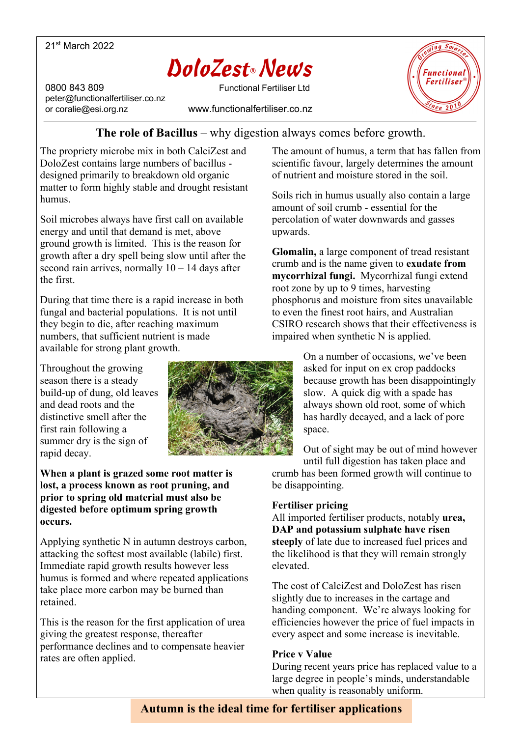21st March 2022

# DoloZest® News

0800 843 809
peter@functionalfertiliser.co.nz
or coralie@esi.org.nz

Functional Fertiliser Ltd

www.functionalfertiliser.co.nz

Growing Smarter — Functional Fertiliser® — Since 2010

## The role of Bacillus – why digestion always comes before growth.

The propriety microbe mix in both CalciZest and DoloZest contains large numbers of bacillus - designed primarily to breakdown old organic matter to form highly stable and drought resistant humus.

Soil microbes always have first call on available energy and until that demand is met, above ground growth is limited. This is the reason for growth after a dry spell being slow until after the second rain arrives, normally 10 – 14 days after the first.

During that time there is a rapid increase in both fungal and bacterial populations. It is not until they begin to die, after reaching maximum numbers, that sufficient nutrient is made available for strong plant growth.

Throughout the growing season there is a steady build-up of dung, old leaves and dead roots and the distinctive smell after the first rain following a summer dry is the sign of rapid decay.

**When a plant is grazed some root matter is lost, a process known as root pruning, and prior to spring old material must also be digested before optimum spring growth occurs.**

Applying synthetic N in autumn destroys carbon, attacking the softest most available (labile) first. Immediate rapid growth results however less humus is formed and where repeated applications take place more carbon may be burned than retained.

This is the reason for the first application of urea giving the greatest response, thereafter performance declines and to compensate heavier rates are often applied.

The amount of humus, a term that has fallen from scientific favour, largely determines the amount of nutrient and moisture stored in the soil.

Soils rich in humus usually also contain a large amount of soil crumb - essential for the percolation of water downwards and gasses upwards.

**Glomalin,** a large component of tread resistant crumb and is the name given to **exudate from mycorrhizal fungi.** Mycorrhizal fungi extend root zone by up to 9 times, harvesting phosphorus and moisture from sites unavailable to even the finest root hairs, and Australian CSIRO research shows that their effectiveness is impaired when synthetic N is applied.

On a number of occasions, we've been asked for input on ex crop paddocks because growth has been disappointingly slow. A quick dig with a spade has always shown old root, some of which has hardly decayed, and a lack of pore space.

Out of sight may be out of mind however until full digestion has taken place and crumb has been formed growth will continue to be disappointing.

### Fertiliser pricing

All imported fertiliser products, notably **urea, DAP and potassium sulphate have risen steeply** of late due to increased fuel prices and the likelihood is that they will remain strongly elevated.

The cost of CalciZest and DoloZest has risen slightly due to increases in the cartage and handing component. We're always looking for efficiencies however the price of fuel impacts in every aspect and some increase is inevitable.

### Price v Value

During recent years price has replaced value to a large degree in people's minds, understandable when quality is reasonably uniform.

**Autumn is the ideal time for fertiliser applications**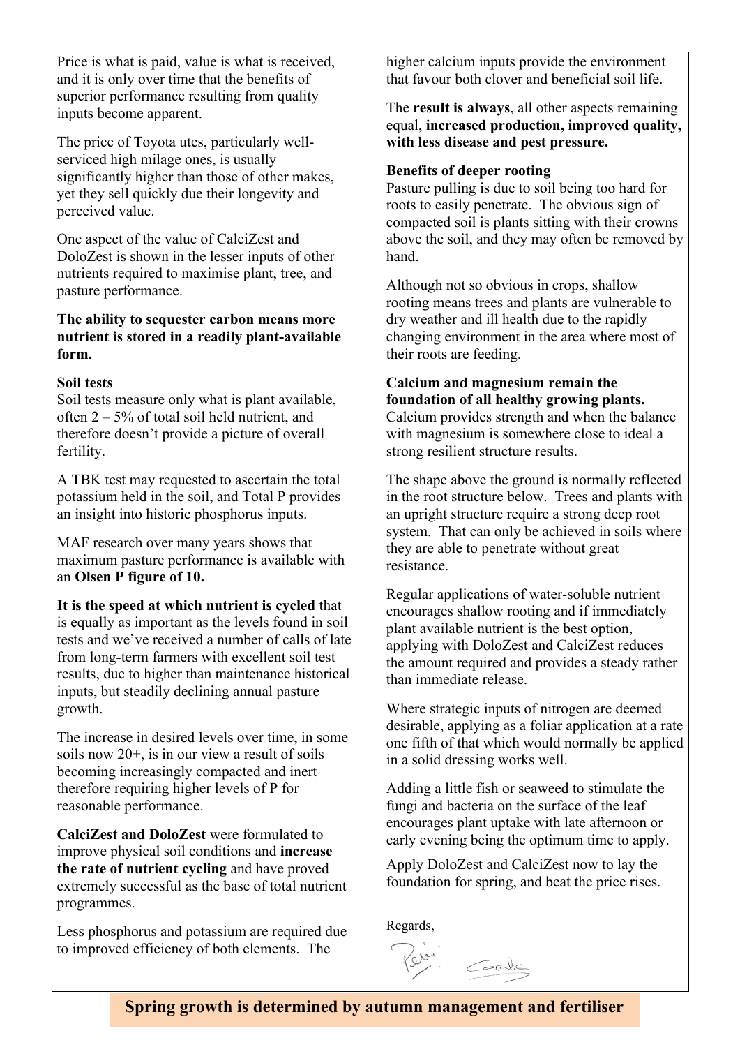Price is what is paid, value is what is received, and it is only over time that the benefits of superior performance resulting from quality inputs become apparent.

The price of Toyota utes, particularly well-serviced high milage ones, is usually significantly higher than those of other makes, yet they sell quickly due their longevity and perceived value.

One aspect of the value of CalciZest and DoloZest is shown in the lesser inputs of other nutrients required to maximise plant, tree, and pasture performance.

**The ability to sequester carbon means more nutrient is stored in a readily plant-available form.**

**Soil tests**

Soil tests measure only what is plant available, often 2 – 5% of total soil held nutrient, and therefore doesn't provide a picture of overall fertility.

A TBK test may requested to ascertain the total potassium held in the soil, and Total P provides an insight into historic phosphorus inputs.

MAF research over many years shows that maximum pasture performance is available with an **Olsen P figure of 10.**

**It is the speed at which nutrient is cycled** that is equally as important as the levels found in soil tests and we've received a number of calls of late from long-term farmers with excellent soil test results, due to higher than maintenance historical inputs, but steadily declining annual pasture growth.

The increase in desired levels over time, in some soils now 20+, is in our view a result of soils becoming increasingly compacted and inert therefore requiring higher levels of P for reasonable performance.

**CalciZest and DoloZest** were formulated to improve physical soil conditions and **increase the rate of nutrient cycling** and have proved extremely successful as the base of total nutrient programmes.

Less phosphorus and potassium are required due to improved efficiency of both elements. The higher calcium inputs provide the environment that favour both clover and beneficial soil life.

The **result is always**, all other aspects remaining equal, **increased production, improved quality, with less disease and pest pressure.**

**Benefits of deeper rooting**

Pasture pulling is due to soil being too hard for roots to easily penetrate. The obvious sign of compacted soil is plants sitting with their crowns above the soil, and they may often be removed by hand.

Although not so obvious in crops, shallow rooting means trees and plants are vulnerable to dry weather and ill health due to the rapidly changing environment in the area where most of their roots are feeding.

**Calcium and magnesium remain the foundation of all healthy growing plants.** Calcium provides strength and when the balance with magnesium is somewhere close to ideal a strong resilient structure results.

The shape above the ground is normally reflected in the root structure below. Trees and plants with an upright structure require a strong deep root system. That can only be achieved in soils where they are able to penetrate without great resistance.

Regular applications of water-soluble nutrient encourages shallow rooting and if immediately plant available nutrient is the best option, applying with DoloZest and CalciZest reduces the amount required and provides a steady rather than immediate release.

Where strategic inputs of nitrogen are deemed desirable, applying as a foliar application at a rate one fifth of that which would normally be applied in a solid dressing works well.

Adding a little fish or seaweed to stimulate the fungi and bacteria on the surface of the leaf encourages plant uptake with late afternoon or early evening being the optimum time to apply.

Apply DoloZest and CalciZest now to lay the foundation for spring, and beat the price rises.

Regards,

**Spring growth is determined by autumn management and fertiliser**